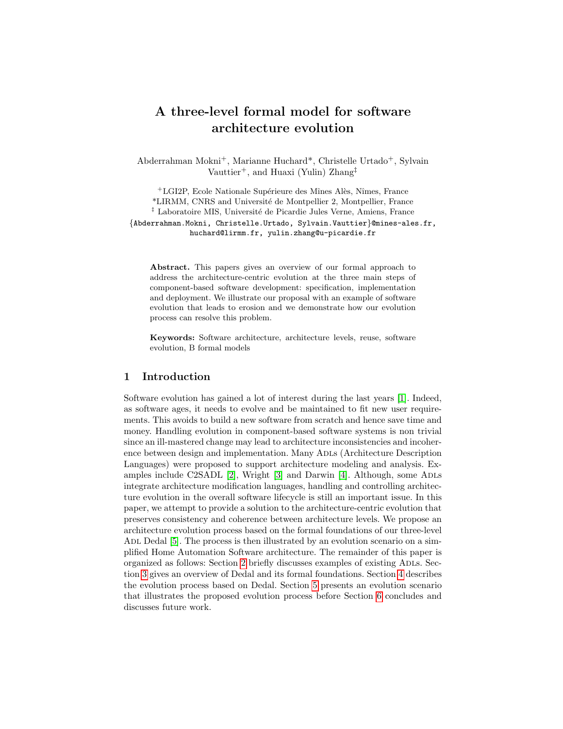# A three-level formal model for software architecture evolution

Abderrahman Mokni+, Marianne Huchard*, Christelle Urtado+, Sylvain Vauttier+, and Huaxi (Yulin) Zhang‡

+LGI2P, Ecole Nationale Supérieure des Mînes Alès, Nîmes, France
*LIRMM, CNRS and Université de Montpellier 2, Montpellier, France
‡ Laboratoire MIS, Université de Picardie Jules Verne, Amiens, France
{Abderrahman.Mokni, Christelle.Urtado, Sylvain.Vauttier}@mines-ales.fr, huchard@lirmm.fr, yulin.zhang@u-picardie.fr

**Abstract.** This papers gives an overview of our formal approach to address the architecture-centric evolution at the three main steps of component-based software development: specification, implementation and deployment. We illustrate our proposal with an example of software evolution that leads to erosion and we demonstrate how our evolution process can resolve this problem.

**Keywords:** Software architecture, architecture levels, reuse, software evolution, B formal models

## 1 Introduction

Software evolution has gained a lot of interest during the last years [1]. Indeed, as software ages, it needs to evolve and be maintained to fit new user requirements. This avoids to build a new software from scratch and hence save time and money. Handling evolution in component-based software systems is non trivial since an ill-mastered change may lead to architecture inconsistencies and incoherence between design and implementation. Many ADLs (Architecture Description Languages) were proposed to support architecture modeling and analysis. Examples include C2SADL [2], Wright [3] and Darwin [4]. Although, some ADLs integrate architecture modification languages, handling and controlling architecture evolution in the overall software lifecycle is still an important issue. In this paper, we attempt to provide a solution to the architecture-centric evolution that preserves consistency and coherence between architecture levels. We propose an architecture evolution process based on the formal foundations of our three-level ADL Dedal [5]. The process is then illustrated by an evolution scenario on a simplified Home Automation Software architecture. The remainder of this paper is organized as follows: Section 2 briefly discusses examples of existing ADLs. Section 3 gives an overview of Dedal and its formal foundations. Section 4 describes the evolution process based on Dedal. Section 5 presents an evolution scenario that illustrates the proposed evolution process before Section 6 concludes and discusses future work.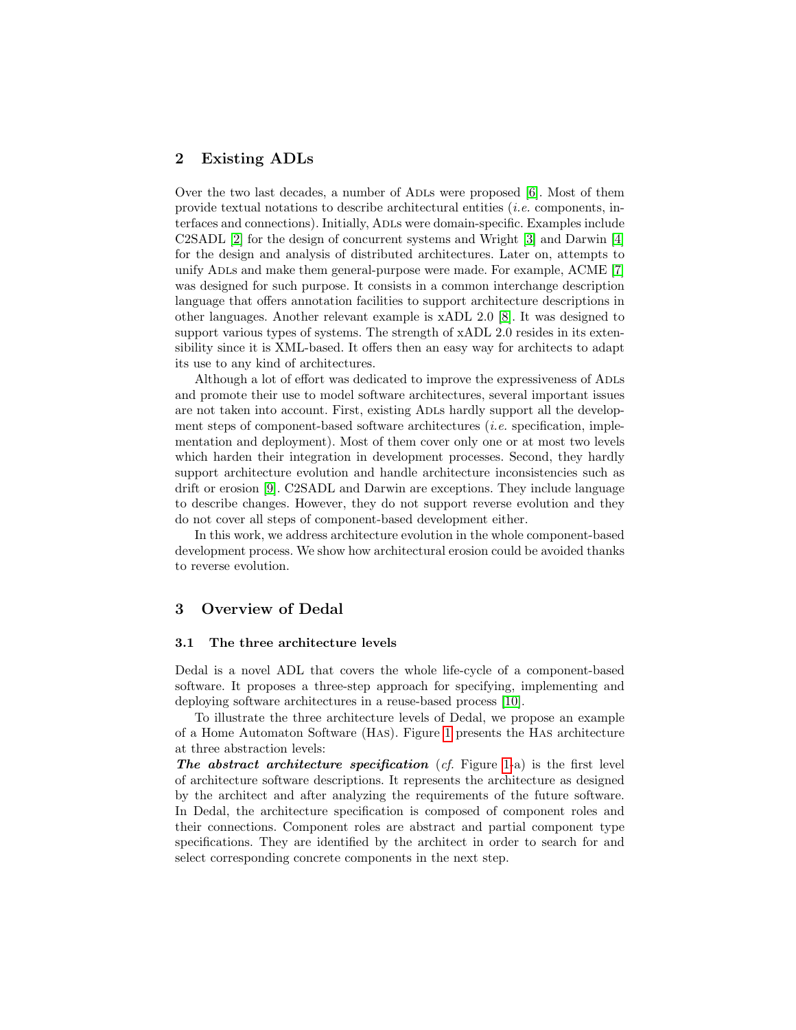## 2 Existing ADLs

Over the two last decades, a number of ADLs were proposed [6]. Most of them provide textual notations to describe architectural entities (*i.e.* components, interfaces and connections). Initially, ADLs were domain-specific. Examples include C2SADL [2] for the design of concurrent systems and Wright [3] and Darwin [4] for the design and analysis of distributed architectures. Later on, attempts to unify ADLs and make them general-purpose were made. For example, ACME [7] was designed for such purpose. It consists in a common interchange description language that offers annotation facilities to support architecture descriptions in other languages. Another relevant example is xADL 2.0 [8]. It was designed to support various types of systems. The strength of xADL 2.0 resides in its extensibility since it is XML-based. It offers then an easy way for architects to adapt its use to any kind of architectures.

Although a lot of effort was dedicated to improve the expressiveness of ADLs and promote their use to model software architectures, several important issues are not taken into account. First, existing ADLs hardly support all the development steps of component-based software architectures (*i.e.* specification, implementation and deployment). Most of them cover only one or at most two levels which harden their integration in development processes. Second, they hardly support architecture evolution and handle architecture inconsistencies such as drift or erosion [9]. C2SADL and Darwin are exceptions. They include language to describe changes. However, they do not support reverse evolution and they do not cover all steps of component-based development either.

In this work, we address architecture evolution in the whole component-based development process. We show how architectural erosion could be avoided thanks to reverse evolution.

## 3 Overview of Dedal

### 3.1 The three architecture levels

Dedal is a novel ADL that covers the whole life-cycle of a component-based software. It proposes a three-step approach for specifying, implementing and deploying software architectures in a reuse-based process [10].

To illustrate the three architecture levels of Dedal, we propose an example of a Home Automaton Software (HAS). Figure 1 presents the HAS architecture at three abstraction levels:

***The abstract architecture specification*** (*cf.* Figure 1-a) is the first level of architecture software descriptions. It represents the architecture as designed by the architect and after analyzing the requirements of the future software. In Dedal, the architecture specification is composed of component roles and their connections. Component roles are abstract and partial component type specifications. They are identified by the architect in order to search for and select corresponding concrete components in the next step.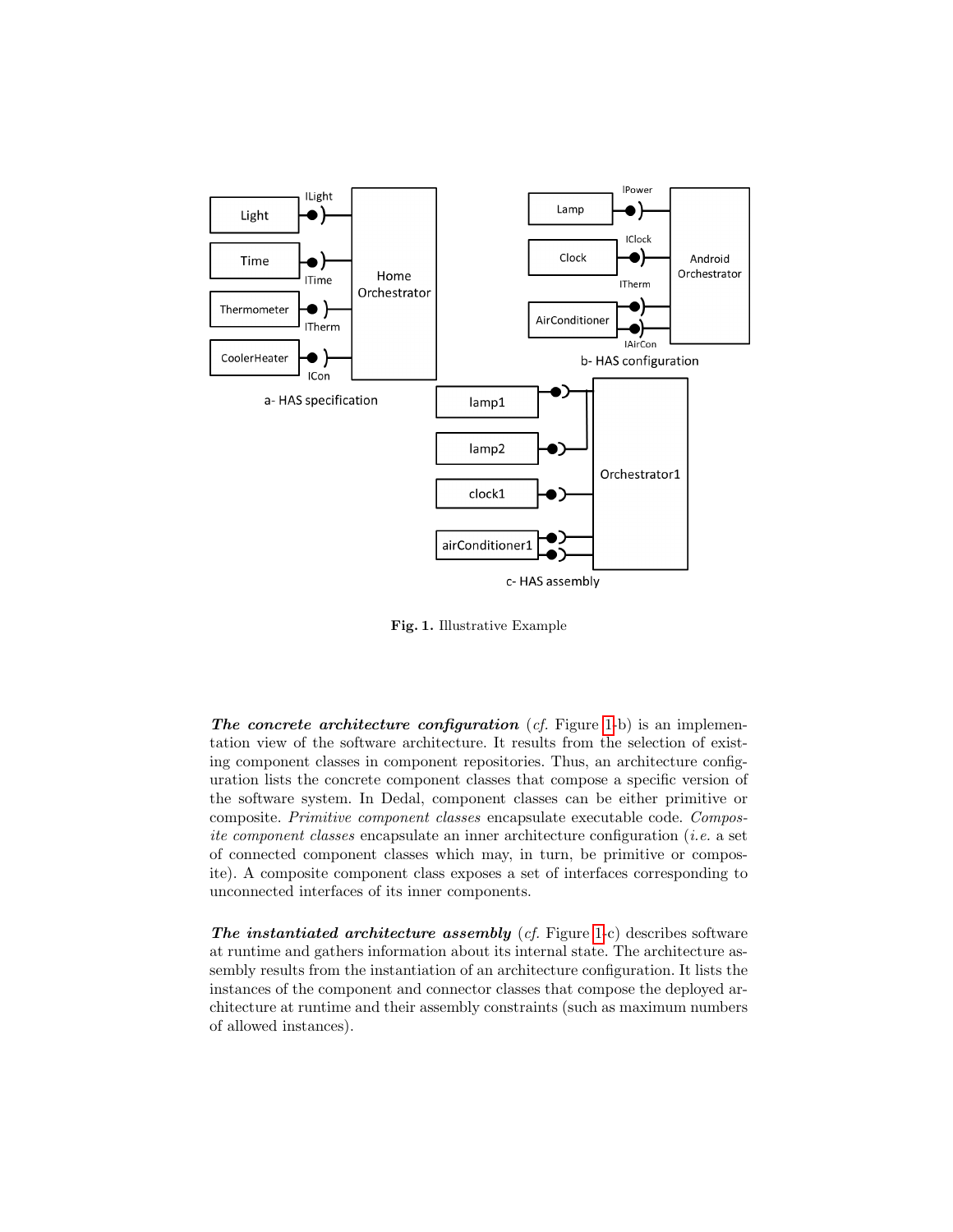**Fig. 1.** Illustrative Example

***The concrete architecture configuration*** (*cf.* Figure 1-b) is an implementation view of the software architecture. It results from the selection of existing component classes in component repositories. Thus, an architecture configuration lists the concrete component classes that compose a specific version of the software system. In Dedal, component classes can be either primitive or composite. *Primitive component classes* encapsulate executable code. *Composite component classes* encapsulate an inner architecture configuration (*i.e.* a set of connected component classes which may, in turn, be primitive or composite). A composite component class exposes a set of interfaces corresponding to unconnected interfaces of its inner components.

***The instantiated architecture assembly*** (*cf.* Figure 1-c) describes software at runtime and gathers information about its internal state. The architecture assembly results from the instantiation of an architecture configuration. It lists the instances of the component and connector classes that compose the deployed architecture at runtime and their assembly constraints (such as maximum numbers of allowed instances).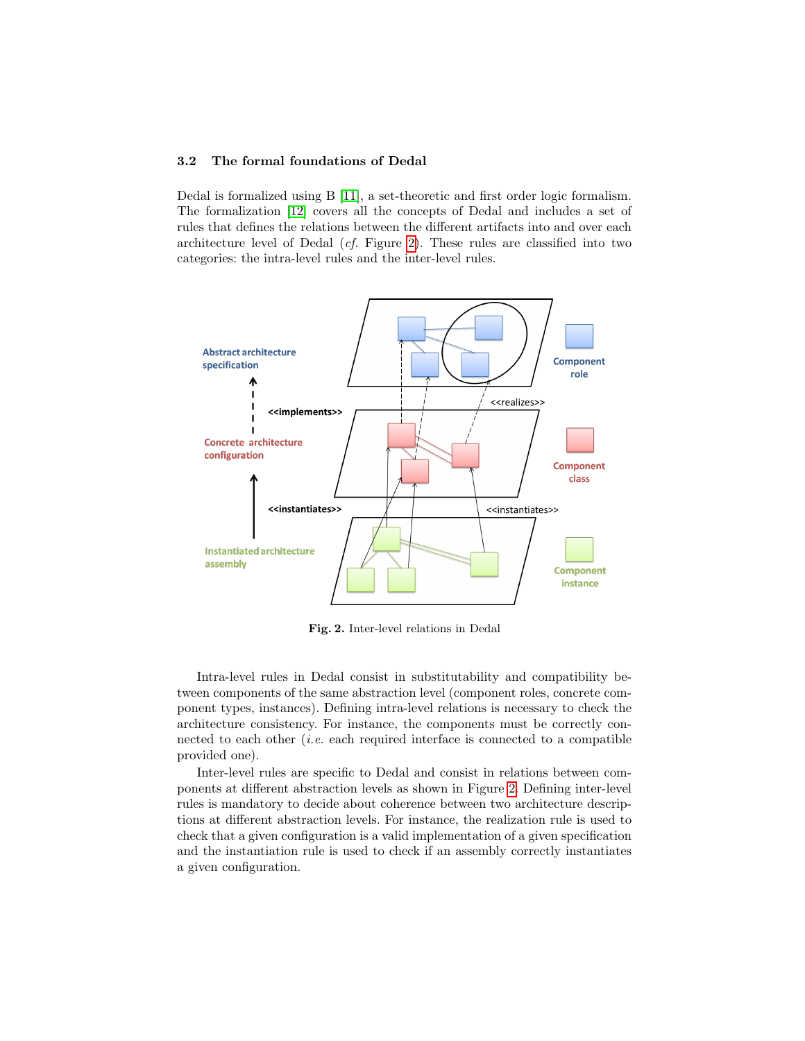### 3.2 The formal foundations of Dedal

Dedal is formalized using B [11], a set-theoretic and first order logic formalism. The formalization [12] covers all the concepts of Dedal and includes a set of rules that defines the relations between the different artifacts into and over each architecture level of Dedal (*cf.* Figure 2). These rules are classified into two categories: the intra-level rules and the inter-level rules.

**Fig. 2.** Inter-level relations in Dedal

Intra-level rules in Dedal consist in substitutability and compatibility between components of the same abstraction level (component roles, concrete component types, instances). Defining intra-level relations is necessary to check the architecture consistency. For instance, the components must be correctly connected to each other (*i.e.* each required interface is connected to a compatible provided one).

Inter-level rules are specific to Dedal and consist in relations between components at different abstraction levels as shown in Figure 2. Defining inter-level rules is mandatory to decide about coherence between two architecture descriptions at different abstraction levels. For instance, the realization rule is used to check that a given configuration is a valid implementation of a given specification and the instantiation rule is used to check if an assembly correctly instantiates a given configuration.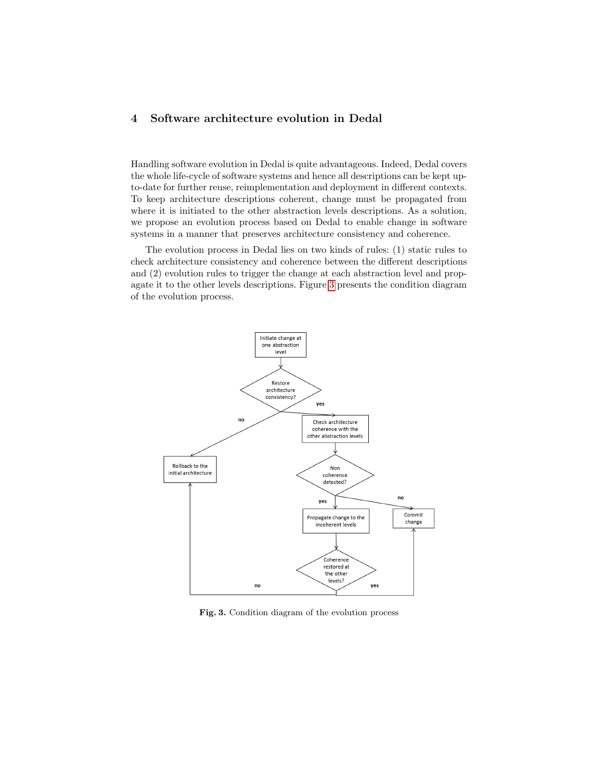## 4 Software architecture evolution in Dedal

Handling software evolution in Dedal is quite advantageous. Indeed, Dedal covers the whole life-cycle of software systems and hence all descriptions can be kept up-to-date for further reuse, reimplementation and deployment in different contexts. To keep architecture descriptions coherent, change must be propagated from where it is initiated to the other abstraction levels descriptions. As a solution, we propose an evolution process based on Dedal to enable change in software systems in a manner that preserves architecture consistency and coherence.

The evolution process in Dedal lies on two kinds of rules: (1) static rules to check architecture consistency and coherence between the different descriptions and (2) evolution rules to trigger the change at each abstraction level and propagate it to the other levels descriptions. Figure 3 presents the condition diagram of the evolution process.

**Fig. 3.** Condition diagram of the evolution process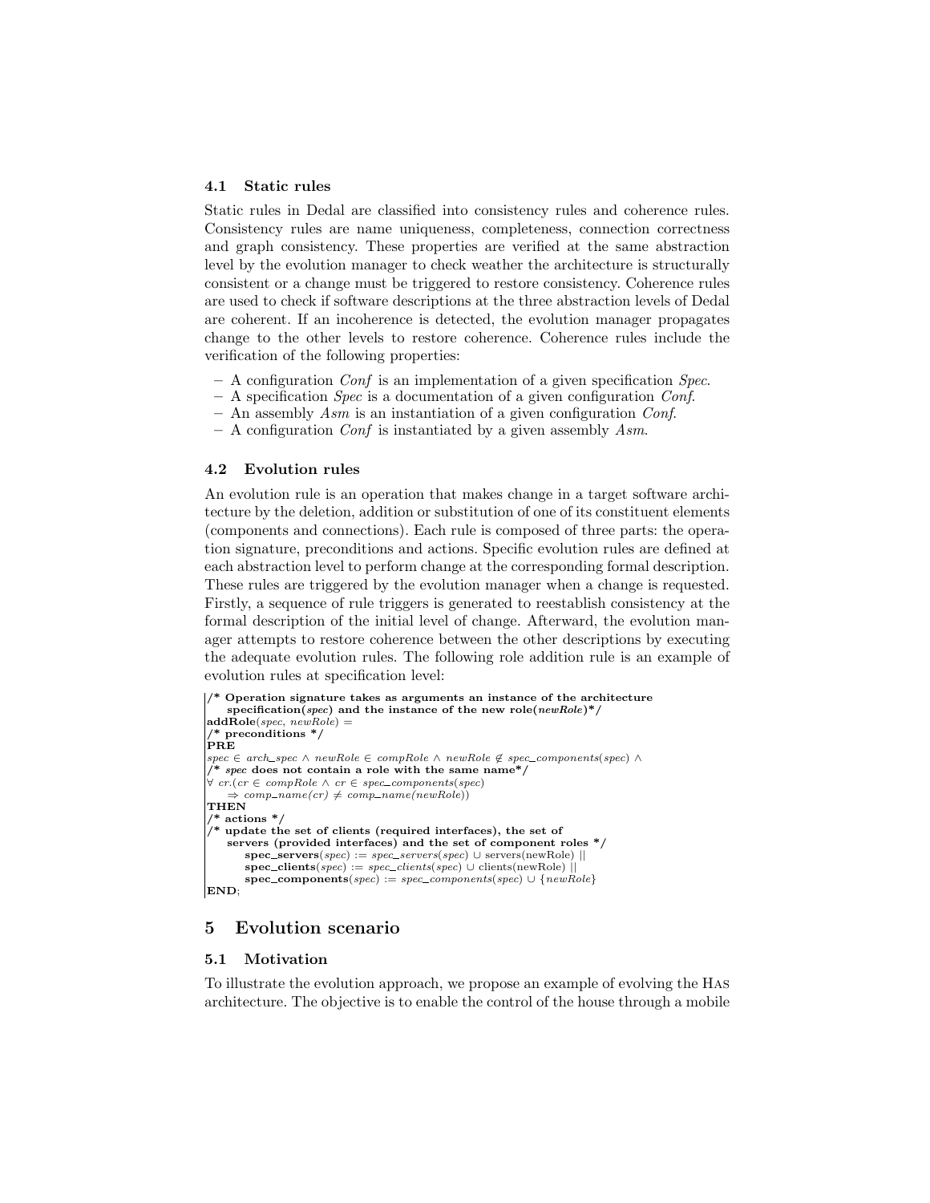### 4.1 Static rules

Static rules in Dedal are classified into consistency rules and coherence rules. Consistency rules are name uniqueness, completeness, connection correctness and graph consistency. These properties are verified at the same abstraction level by the evolution manager to check weather the architecture is structurally consistent or a change must be triggered to restore consistency. Coherence rules are used to check if software descriptions at the three abstraction levels of Dedal are coherent. If an incoherence is detected, the evolution manager propagates change to the other levels to restore coherence. Coherence rules include the verification of the following properties:

- A configuration *Conf* is an implementation of a given specification *Spec*.
- A specification *Spec* is a documentation of a given configuration *Conf*.
- An assembly *Asm* is an instantiation of a given configuration *Conf*.
- A configuration *Conf* is instantiated by a given assembly *Asm*.

### 4.2 Evolution rules

An evolution rule is an operation that makes change in a target software architecture by the deletion, addition or substitution of one of its constituent elements (components and connections). Each rule is composed of three parts: the operation signature, preconditions and actions. Specific evolution rules are defined at each abstraction level to perform change at the corresponding formal description. These rules are triggered by the evolution manager when a change is requested. Firstly, a sequence of rule triggers is generated to reestablish consistency at the formal description of the initial level of change. Afterward, the evolution manager attempts to restore coherence between the other descriptions by executing the adequate evolution rules. The following role addition rule is an example of evolution rules at specification level:

```
/* Operation signature takes as arguments an instance of the architecture
   specification(spec) and the instance of the new role(newRole)*/
addRole(spec, newRole) =
/* preconditions */
PRE
spec ∈ arch_spec ∧ newRole ∈ compRole ∧ newRole ∉ spec_components(spec) ∧
/* spec does not contain a role with the same name*/
∀ cr.(cr ∈ compRole ∧ cr ∈ spec_components(spec)
   ⇒ comp_name(cr) ≠ comp_name(newRole))
THEN
/* actions */
/* update the set of clients (required interfaces), the set of
   servers (provided interfaces) and the set of component roles */
      spec_servers(spec) := spec_servers(spec) ∪ servers(newRole) ||
      spec_clients(spec) := spec_clients(spec) ∪ clients(newRole) ||
      spec_components(spec) := spec_components(spec) ∪ {newRole}
END;
```

## 5 Evolution scenario

### 5.1 Motivation

To illustrate the evolution approach, we propose an example of evolving the Has architecture. The objective is to enable the control of the house through a mobile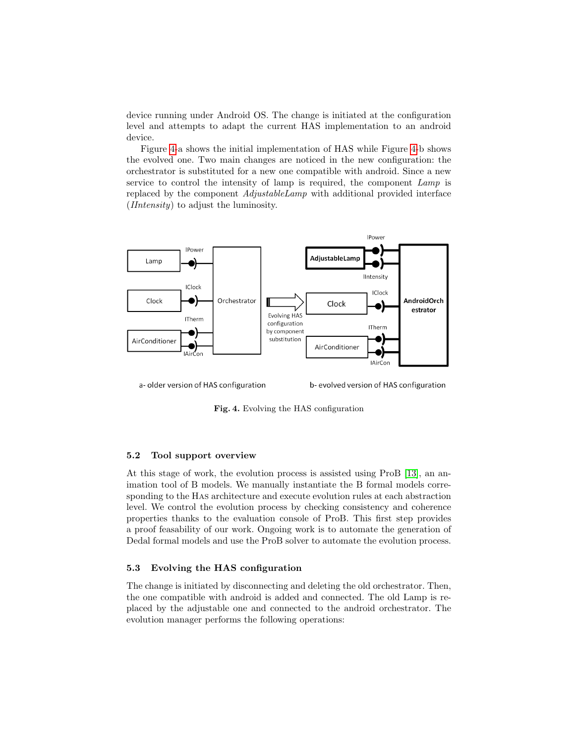device running under Android OS. The change is initiated at the configuration level and attempts to adapt the current HAS implementation to an android device.

Figure 4-a shows the initial implementation of HAS while Figure 4-b shows the evolved one. Two main changes are noticed in the new configuration: the orchestrator is substituted for a new one compatible with android. Since a new service to control the intensity of lamp is required, the component *Lamp* is replaced by the component *AdjustableLamp* with additional provided interface (*IIntensity*) to adjust the luminosity.

**Fig. 4.** Evolving the HAS configuration

### 5.2 Tool support overview

At this stage of work, the evolution process is assisted using ProB [13], an animation tool of B models. We manually instantiate the B formal models corresponding to the HAS architecture and execute evolution rules at each abstraction level. We control the evolution process by checking consistency and coherence properties thanks to the evaluation console of ProB. This first step provides a proof feasability of our work. Ongoing work is to automate the generation of Dedal formal models and use the ProB solver to automate the evolution process.

### 5.3 Evolving the HAS configuration

The change is initiated by disconnecting and deleting the old orchestrator. Then, the one compatible with android is added and connected. The old Lamp is replaced by the adjustable one and connected to the android orchestrator. The evolution manager performs the following operations: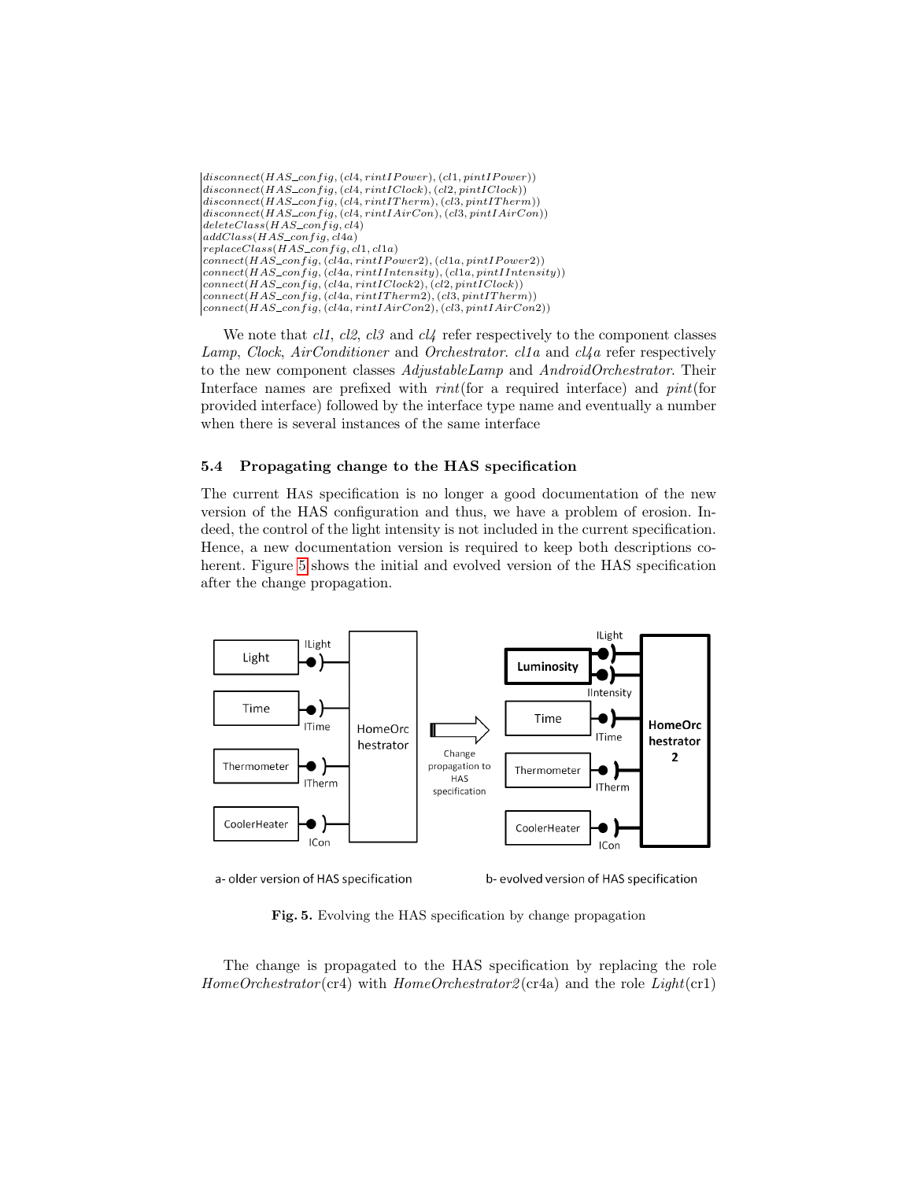$disconnect(HAS\_config, (cl4, rintIPower), (cl1, pintIPower))$
$disconnect(HAS\_config, (cl4, rintIClock), (cl2, pintIClock))$
$disconnect(HAS\_config, (cl4, rintITherm), (cl3, pintITherm))$
$disconnect(HAS\_config, (cl4, rintIAirCon), (cl3, pintIAirCon))$
$deleteClass(HAS\_config, cl4)$
$addClass(HAS\_config, cl4a)$
$replaceClass(HAS\_config, cl1, cl1a)$
$connect(HAS\_config, (cl4a, rintIPower2), (cl1a, pintIPower2))$
$connect(HAS\_config, (cl4a, rintIIntensity), (cl1a, pintIIntensity))$
$connect(HAS\_config, (cl4a, rintIClock2), (cl2, pintIClock))$
$connect(HAS\_config, (cl4a, rintITherm2), (cl3, pintITherm))$
$connect(HAS\_config, (cl4a, rintIAirCon2), (cl3, pintIAirCon2))$

We note that *cl1*, *cl2*, *cl3* and *cl4* refer respectively to the component classes *Lamp*, *Clock*, *AirConditioner* and *Orchestrator*. *cl1a* and *cl4a* refer respectively to the new component classes *AdjustableLamp* and *AndroidOrchestrator*. Their Interface names are prefixed with *rint*(for a required interface) and *pint*(for provided interface) followed by the interface type name and eventually a number when there is several instances of the same interface

### 5.4 Propagating change to the HAS specification

The current HAS specification is no longer a good documentation of the new version of the HAS configuration and thus, we have a problem of erosion. Indeed, the control of the light intensity is not included in the current specification. Hence, a new documentation version is required to keep both descriptions coherent. Figure 5 shows the initial and evolved version of the HAS specification after the change propagation.

a- older version of HAS specification b- evolved version of HAS specification

**Fig. 5.** Evolving the HAS specification by change propagation

The change is propagated to the HAS specification by replacing the role *HomeOrchestrator*(cr4) with *HomeOrchestrator2*(cr4a) and the role *Light*(cr1)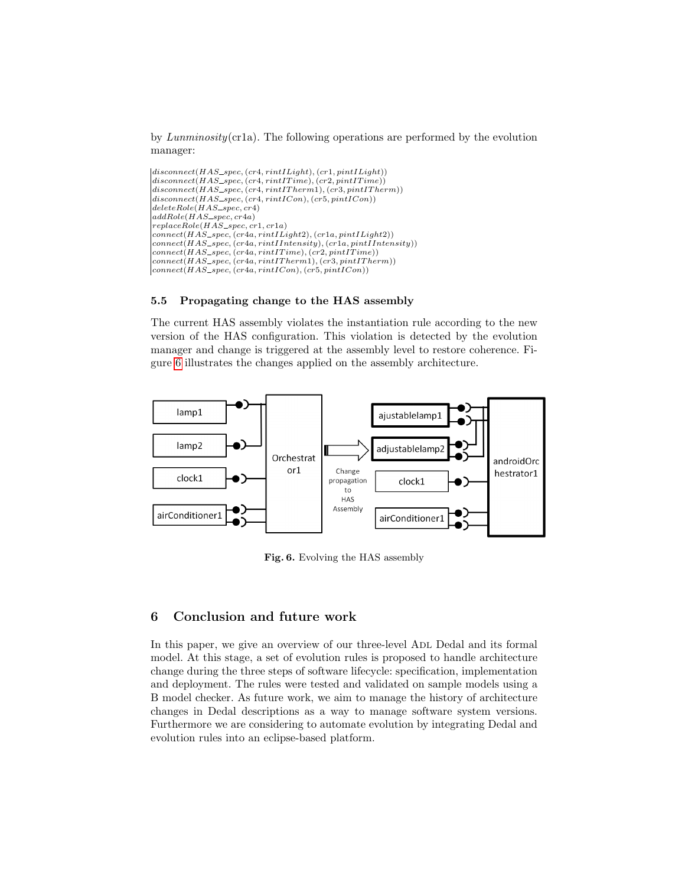by *Lunminosity*(cr1a). The following operations are performed by the evolution manager:

$disconnect(HAS\_spec, (cr4, rintILight), (cr1, pintILight))$
$disconnect(HAS\_spec, (cr4, rintITime), (cr2, pintITime))$
$disconnect(HAS\_spec, (cr4, rintITherm1), (cr3, pintITherm))$
$disconnect(HAS\_spec, (cr4, rintICon), (cr5, pintICon))$
$deleteRole(HAS\_spec, cr4)$
$addRole(HAS\_spec, cr4a)$
$replaceRole(HAS\_spec, cr1, cr1a)$
$connect(HAS\_spec, (cr4a, rintILight2), (cr1a, pintILight2))$
$connect(HAS\_spec, (cr4a, rintIIntensity), (cr1a, pintIIntensity))$
$connect(HAS\_spec, (cr4a, rintITime), (cr2, pintITime))$
$connect(HAS\_spec, (cr4a, rintITherm1), (cr3, pintITherm))$
$connect(HAS\_spec, (cr4a, rintICon), (cr5, pintICon))$

### 5.5 Propagating change to the HAS assembly

The current HAS assembly violates the instantiation rule according to the new version of the HAS configuration. This violation is detected by the evolution manager and change is triggered at the assembly level to restore coherence. Figure 6 illustrates the changes applied on the assembly architecture.

**Fig. 6.** Evolving the HAS assembly

## 6 Conclusion and future work

In this paper, we give an overview of our three-level ADL Dedal and its formal model. At this stage, a set of evolution rules is proposed to handle architecture change during the three steps of software lifecycle: specification, implementation and deployment. The rules were tested and validated on sample models using a B model checker. As future work, we aim to manage the history of architecture changes in Dedal descriptions as a way to manage software system versions. Furthermore we are considering to automate evolution by integrating Dedal and evolution rules into an eclipse-based platform.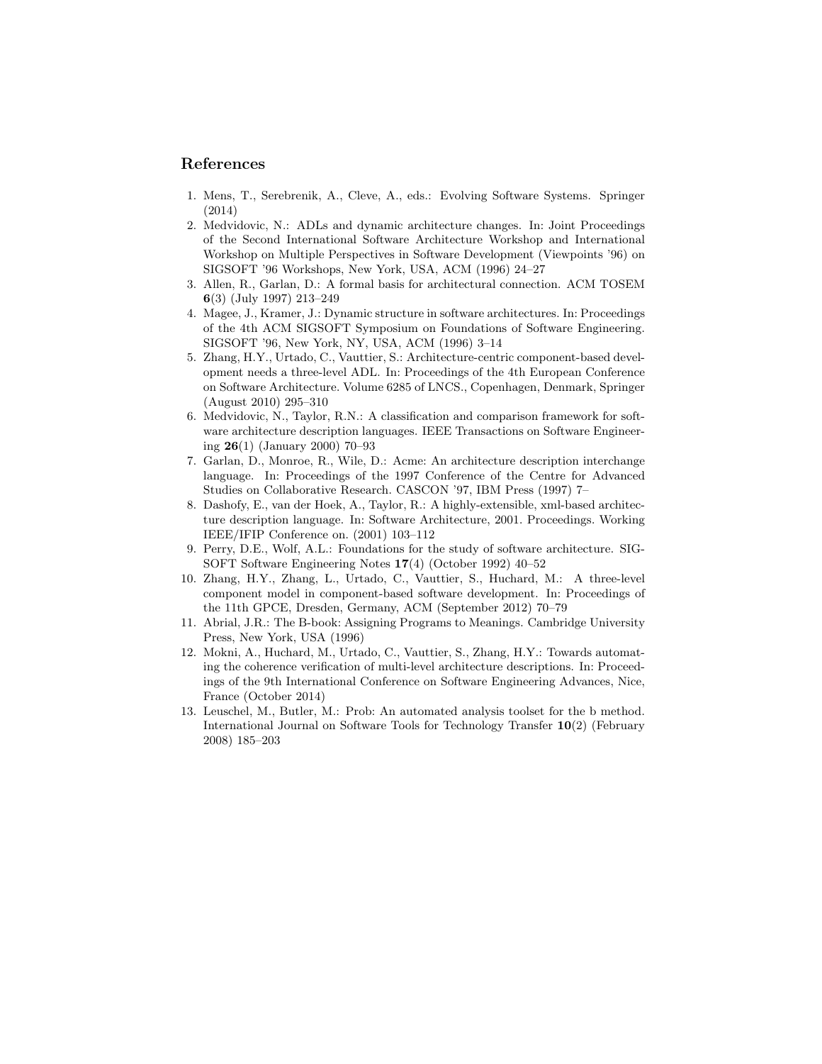## References

1. Mens, T., Serebrenik, A., Cleve, A., eds.: Evolving Software Systems. Springer (2014)
2. Medvidovic, N.: ADLs and dynamic architecture changes. In: Joint Proceedings of the Second International Software Architecture Workshop and International Workshop on Multiple Perspectives in Software Development (Viewpoints '96) on SIGSOFT '96 Workshops, New York, USA, ACM (1996) 24–27
3. Allen, R., Garlan, D.: A formal basis for architectural connection. ACM TOSEM **6**(3) (July 1997) 213–249
4. Magee, J., Kramer, J.: Dynamic structure in software architectures. In: Proceedings of the 4th ACM SIGSOFT Symposium on Foundations of Software Engineering. SIGSOFT '96, New York, NY, USA, ACM (1996) 3–14
5. Zhang, H.Y., Urtado, C., Vauttier, S.: Architecture-centric component-based development needs a three-level ADL. In: Proceedings of the 4th European Conference on Software Architecture. Volume 6285 of LNCS., Copenhagen, Denmark, Springer (August 2010) 295–310
6. Medvidovic, N., Taylor, R.N.: A classification and comparison framework for software architecture description languages. IEEE Transactions on Software Engineering **26**(1) (January 2000) 70–93
7. Garlan, D., Monroe, R., Wile, D.: Acme: An architecture description interchange language. In: Proceedings of the 1997 Conference of the Centre for Advanced Studies on Collaborative Research. CASCON '97, IBM Press (1997) 7–
8. Dashofy, E., van der Hoek, A., Taylor, R.: A highly-extensible, xml-based architecture description language. In: Software Architecture, 2001. Proceedings. Working IEEE/IFIP Conference on. (2001) 103–112
9. Perry, D.E., Wolf, A.L.: Foundations for the study of software architecture. SIGSOFT Software Engineering Notes **17**(4) (October 1992) 40–52
10. Zhang, H.Y., Zhang, L., Urtado, C., Vauttier, S., Huchard, M.: A three-level component model in component-based software development. In: Proceedings of the 11th GPCE, Dresden, Germany, ACM (September 2012) 70–79
11. Abrial, J.R.: The B-book: Assigning Programs to Meanings. Cambridge University Press, New York, USA (1996)
12. Mokni, A., Huchard, M., Urtado, C., Vauttier, S., Zhang, H.Y.: Towards automating the coherence verification of multi-level architecture descriptions. In: Proceedings of the 9th International Conference on Software Engineering Advances, Nice, France (October 2014)
13. Leuschel, M., Butler, M.: Prob: An automated analysis toolset for the b method. International Journal on Software Tools for Technology Transfer **10**(2) (February 2008) 185–203